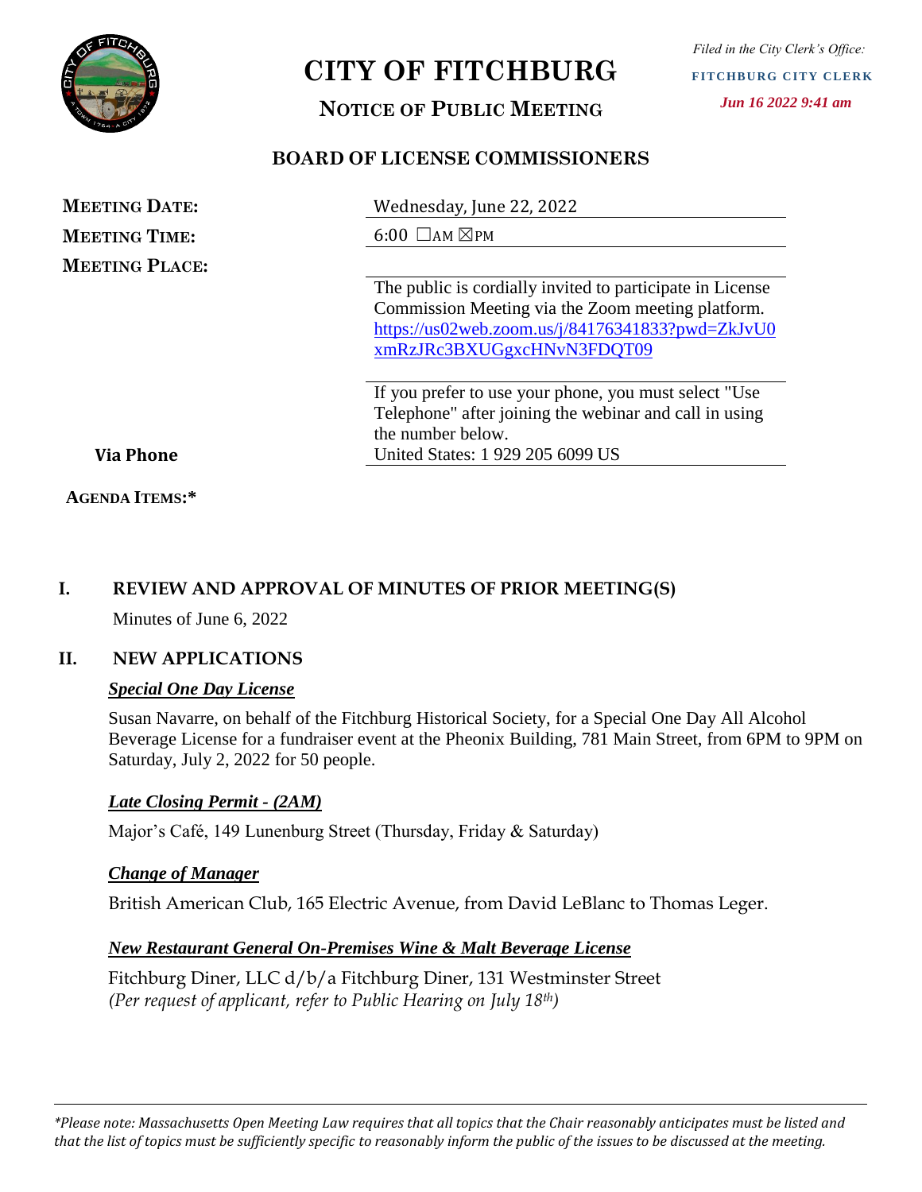# CITY OF FITCHBURG

*Filed in the City Clerk's Office:*
**FITCHBURG CITY CLERK**
*Jun 16 2022 9:41 am*

## NOTICE OF PUBLIC MEETING

## BOARD OF LICENSE COMMISSIONERS

| | |
|---|---|
| **MEETING DATE:** | Wednesday, June 22, 2022 |
| **MEETING TIME:** | 6:00 ☐AM ☒PM |
| **MEETING PLACE:** | The public is cordially invited to participate in License Commission Meeting via the Zoom meeting platform. https://us02web.zoom.us/j/84176341833?pwd=ZkJvU0xmRzJRc3BXUGgxcHNvN3FDQT09 |
| **Via Phone** | If you prefer to use your phone, you must select "Use Telephone" after joining the webinar and call in using the number below. United States: 1 929 205 6099 US |

**AGENDA ITEMS:***

### I. REVIEW AND APPROVAL OF MINUTES OF PRIOR MEETING(S)

Minutes of June 6, 2022

### II. NEW APPLICATIONS

***Special One Day License***

Susan Navarre, on behalf of the Fitchburg Historical Society, for a Special One Day All Alcohol Beverage License for a fundraiser event at the Pheonix Building, 781 Main Street, from 6PM to 9PM on Saturday, July 2, 2022 for 50 people.

***Late Closing Permit - (2AM)***

Major's Café, 149 Lunenburg Street (Thursday, Friday & Saturday)

***Change of Manager***

British American Club, 165 Electric Avenue, from David LeBlanc to Thomas Leger.

***New Restaurant General On-Premises Wine & Malt Beverage License***

Fitchburg Diner, LLC d/b/a Fitchburg Diner, 131 Westminster Street
*(Per request of applicant, refer to Public Hearing on July 18th)*

*\*Please note: Massachusetts Open Meeting Law requires that all topics that the Chair reasonably anticipates must be listed and that the list of topics must be sufficiently specific to reasonably inform the public of the issues to be discussed at the meeting.*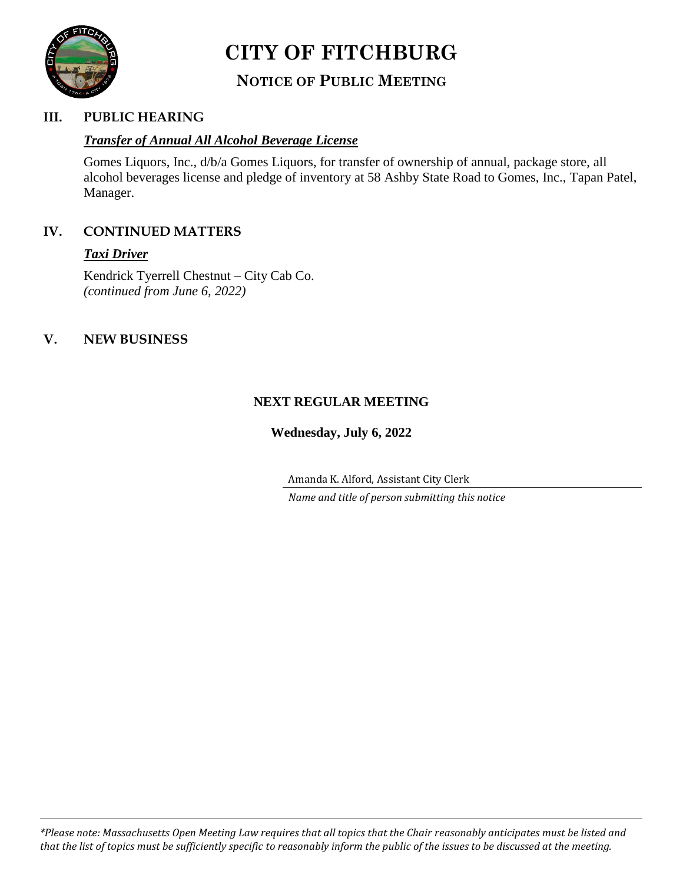# CITY OF FITCHBURG

## NOTICE OF PUBLIC MEETING

## III. PUBLIC HEARING

***Transfer of Annual All Alcohol Beverage License***

Gomes Liquors, Inc., d/b/a Gomes Liquors, for transfer of ownership of annual, package store, all alcohol beverages license and pledge of inventory at 58 Ashby State Road to Gomes, Inc., Tapan Patel, Manager.

## IV. CONTINUED MATTERS

***Taxi Driver***

Kendrick Tyerrell Chestnut – City Cab Co.
*(continued from June 6, 2022)*

## V. NEW BUSINESS

**NEXT REGULAR MEETING**

**Wednesday, July 6, 2022**

Amanda K. Alford, Assistant City Clerk
*Name and title of person submitting this notice*

---

*\*Please note: Massachusetts Open Meeting Law requires that all topics that the Chair reasonably anticipates must be listed and that the list of topics must be sufficiently specific to reasonably inform the public of the issues to be discussed at the meeting.*